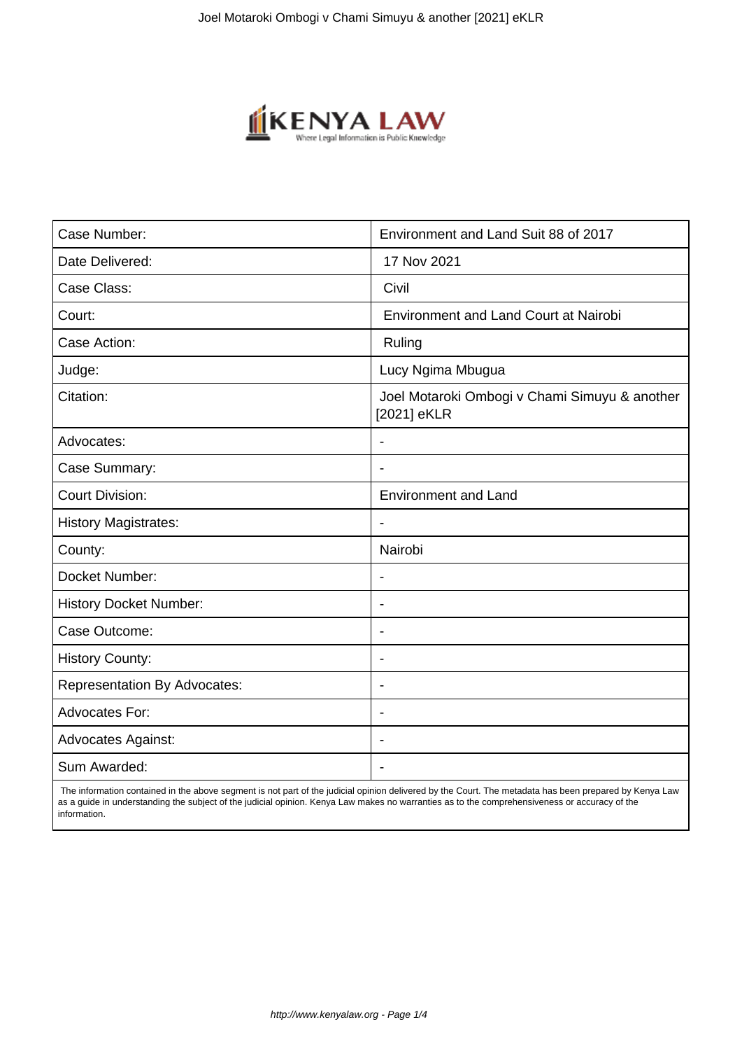| Case Number: | Environment and Land Suit 88 of 2017 |
|---|---|
| Date Delivered: | 17 Nov 2021 |
| Case Class: | Civil |
| Court: | Environment and Land Court at Nairobi |
| Case Action: | Ruling |
| Judge: | Lucy Ngima Mbugua |
| Citation: | Joel Motaroki Ombogi v Chami Simuyu & another [2021] eKLR |
| Advocates: | - |
| Case Summary: | - |
| Court Division: | Environment and Land |
| History Magistrates: | - |
| County: | Nairobi |
| Docket Number: | - |
| History Docket Number: | - |
| Case Outcome: | - |
| History County: | - |
| Representation By Advocates: | - |
| Advocates For: | - |
| Advocates Against: | - |
| Sum Awarded: | - |

The information contained in the above segment is not part of the judicial opinion delivered by the Court. The metadata has been prepared by Kenya Law as a guide in understanding the subject of the judicial opinion. Kenya Law makes no warranties as to the comprehensiveness or accuracy of the information.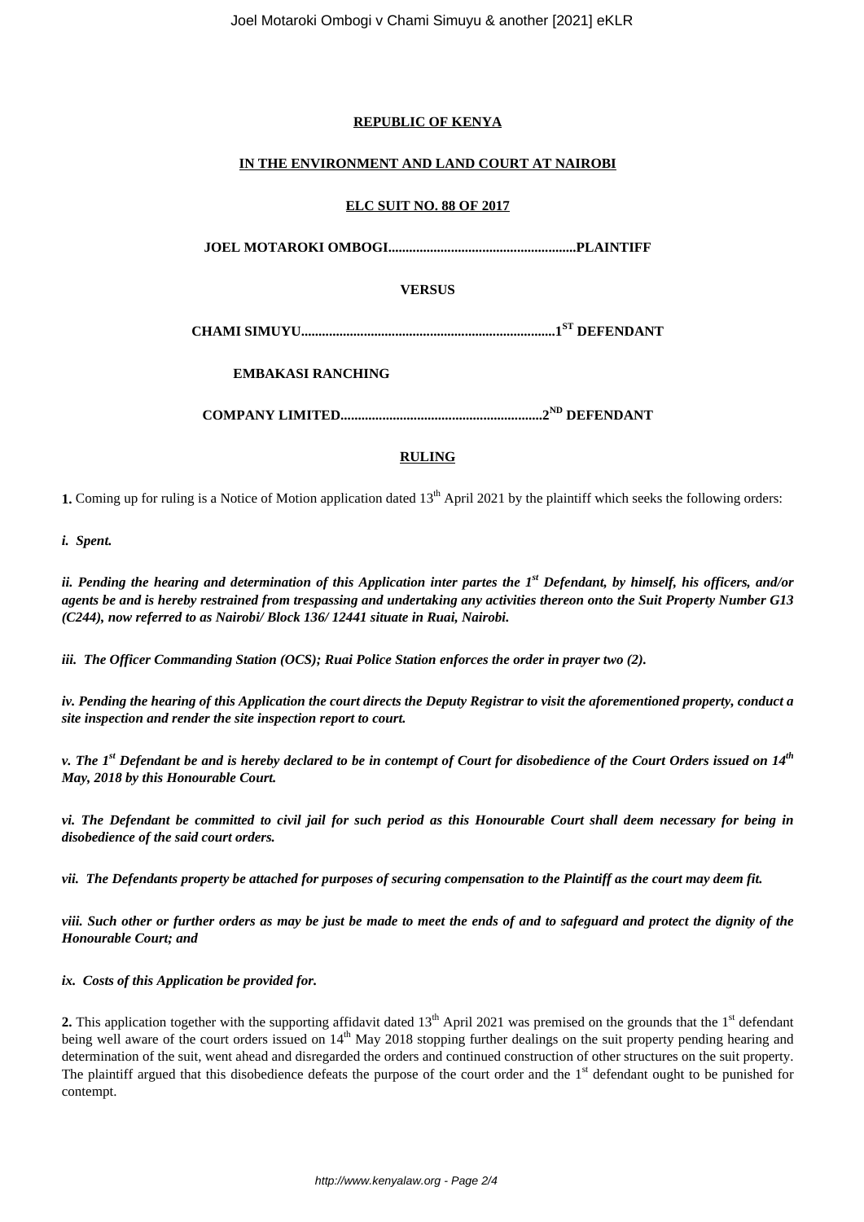**REPUBLIC OF KENYA**

**IN THE ENVIRONMENT AND LAND COURT AT NAIROBI**

**ELC SUIT NO. 88 OF 2017**

**JOEL MOTAROKI OMBOGI.....................................................PLAINTIFF**

**VERSUS**

**CHAMI SIMUYU........................................................................1ST DEFENDANT**

**EMBAKASI RANCHING**

**COMPANY LIMITED.........................................................2ND DEFENDANT**

**RULING**

**1.** Coming up for ruling is a Notice of Motion application dated 13th April 2021 by the plaintiff which seeks the following orders:

***i. Spent.***

***ii. Pending the hearing and determination of this Application inter partes the 1st Defendant, by himself, his officers, and/or agents be and is hereby restrained from trespassing and undertaking any activities thereon onto the Suit Property Number G13 (C244), now referred to as Nairobi/ Block 136/ 12441 situate in Ruai, Nairobi.***

***iii. The Officer Commanding Station (OCS); Ruai Police Station enforces the order in prayer two (2).***

***iv. Pending the hearing of this Application the court directs the Deputy Registrar to visit the aforementioned property, conduct a site inspection and render the site inspection report to court.***

***v. The 1st Defendant be and is hereby declared to be in contempt of Court for disobedience of the Court Orders issued on 14th May, 2018 by this Honourable Court.***

***vi. The Defendant be committed to civil jail for such period as this Honourable Court shall deem necessary for being in disobedience of the said court orders.***

***vii. The Defendants property be attached for purposes of securing compensation to the Plaintiff as the court may deem fit.***

***viii. Such other or further orders as may be just be made to meet the ends of and to safeguard and protect the dignity of the Honourable Court; and***

***ix. Costs of this Application be provided for.***

**2.** This application together with the supporting affidavit dated 13th April 2021 was premised on the grounds that the 1st defendant being well aware of the court orders issued on 14th May 2018 stopping further dealings on the suit property pending hearing and determination of the suit, went ahead and disregarded the orders and continued construction of other structures on the suit property. The plaintiff argued that this disobedience defeats the purpose of the court order and the 1st defendant ought to be punished for contempt.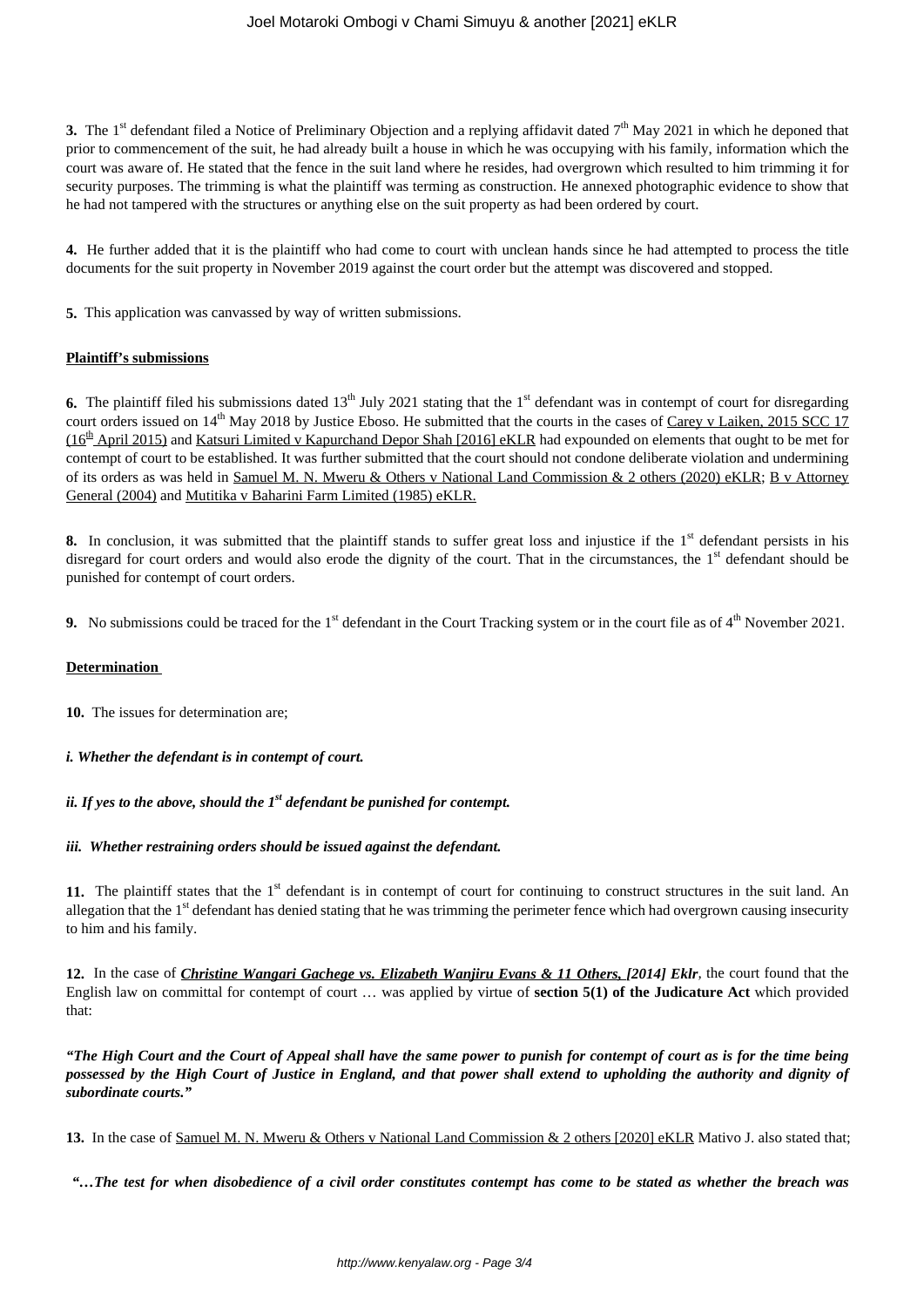**3.** The 1st defendant filed a Notice of Preliminary Objection and a replying affidavit dated 7th May 2021 in which he deponed that prior to commencement of the suit, he had already built a house in which he was occupying with his family, information which the court was aware of. He stated that the fence in the suit land where he resides, had overgrown which resulted to him trimming it for security purposes. The trimming is what the plaintiff was terming as construction. He annexed photographic evidence to show that he had not tampered with the structures or anything else on the suit property as had been ordered by court.

**4.** He further added that it is the plaintiff who had come to court with unclean hands since he had attempted to process the title documents for the suit property in November 2019 against the court order but the attempt was discovered and stopped.

**5.** This application was canvassed by way of written submissions.

**Plaintiff's submissions**

**6.** The plaintiff filed his submissions dated 13th July 2021 stating that the 1st defendant was in contempt of court for disregarding court orders issued on 14th May 2018 by Justice Eboso. He submitted that the courts in the cases of Carey v Laiken, 2015 SCC 17 (16th April 2015) and Katsuri Limited v Kapurchand Depor Shah [2016] eKLR had expounded on elements that ought to be met for contempt of court to be established. It was further submitted that the court should not condone deliberate violation and undermining of its orders as was held in Samuel M. N. Mweru & Others v National Land Commission & 2 others (2020) eKLR; B v Attorney General (2004) and Mutitika v Baharini Farm Limited (1985) eKLR.

**8.** In conclusion, it was submitted that the plaintiff stands to suffer great loss and injustice if the 1st defendant persists in his disregard for court orders and would also erode the dignity of the court. That in the circumstances, the 1st defendant should be punished for contempt of court orders.

**9.** No submissions could be traced for the 1st defendant in the Court Tracking system or in the court file as of 4th November 2021.

**Determination**

**10.** The issues for determination are;

***i. Whether the defendant is in contempt of court.***

***ii. If yes to the above, should the 1st defendant be punished for contempt.***

***iii. Whether restraining orders should be issued against the defendant.***

**11.** The plaintiff states that the 1st defendant is in contempt of court for continuing to construct structures in the suit land. An allegation that the 1st defendant has denied stating that he was trimming the perimeter fence which had overgrown causing insecurity to him and his family.

**12.** In the case of ***Christine Wangari Gachege vs. Elizabeth Wanjiru Evans & 11 Others, [2014] Eklr***, the court found that the English law on committal for contempt of court … was applied by virtue of **section 5(1) of the Judicature Act** which provided that:

***"The High Court and the Court of Appeal shall have the same power to punish for contempt of court as is for the time being possessed by the High Court of Justice in England, and that power shall extend to upholding the authority and dignity of subordinate courts."***

**13.** In the case of Samuel M. N. Mweru & Others v National Land Commission & 2 others [2020] eKLR Mativo J. also stated that;

***"…The test for when disobedience of a civil order constitutes contempt has come to be stated as whether the breach was***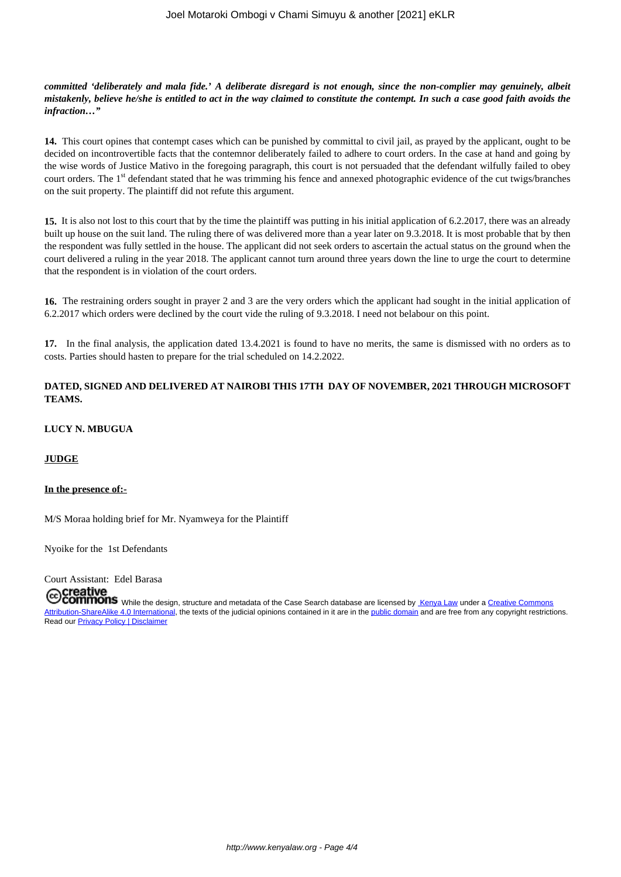***committed 'deliberately and mala fide.' A deliberate disregard is not enough, since the non-complier may genuinely, albeit mistakenly, believe he/she is entitled to act in the way claimed to constitute the contempt. In such a case good faith avoids the infraction…"***

**14.** This court opines that contempt cases which can be punished by committal to civil jail, as prayed by the applicant, ought to be decided on incontrovertible facts that the contemnor deliberately failed to adhere to court orders. In the case at hand and going by the wise words of Justice Mativo in the foregoing paragraph, this court is not persuaded that the defendant wilfully failed to obey court orders. The 1st defendant stated that he was trimming his fence and annexed photographic evidence of the cut twigs/branches on the suit property. The plaintiff did not refute this argument.

**15.** It is also not lost to this court that by the time the plaintiff was putting in his initial application of 6.2.2017, there was an already built up house on the suit land. The ruling there of was delivered more than a year later on 9.3.2018. It is most probable that by then the respondent was fully settled in the house. The applicant did not seek orders to ascertain the actual status on the ground when the court delivered a ruling in the year 2018. The applicant cannot turn around three years down the line to urge the court to determine that the respondent is in violation of the court orders.

**16.** The restraining orders sought in prayer 2 and 3 are the very orders which the applicant had sought in the initial application of 6.2.2017 which orders were declined by the court vide the ruling of 9.3.2018. I need not belabour on this point.

**17.** In the final analysis, the application dated 13.4.2021 is found to have no merits, the same is dismissed with no orders as to costs. Parties should hasten to prepare for the trial scheduled on 14.2.2022.

**DATED, SIGNED AND DELIVERED AT NAIROBI THIS 17TH DAY OF NOVEMBER, 2021 THROUGH MICROSOFT TEAMS.**

**LUCY N. MBUGUA**

**JUDGE**

**In the presence of:-**

M/S Moraa holding brief for Mr. Nyamweya for the Plaintiff

Nyoike for the 1st Defendants

Court Assistant: Edel Barasa

While the design, structure and metadata of the Case Search database are licensed by Kenya Law under a Creative Commons Attribution-ShareAlike 4.0 International, the texts of the judicial opinions contained in it are in the public domain and are free from any copyright restrictions. Read our Privacy Policy | Disclaimer